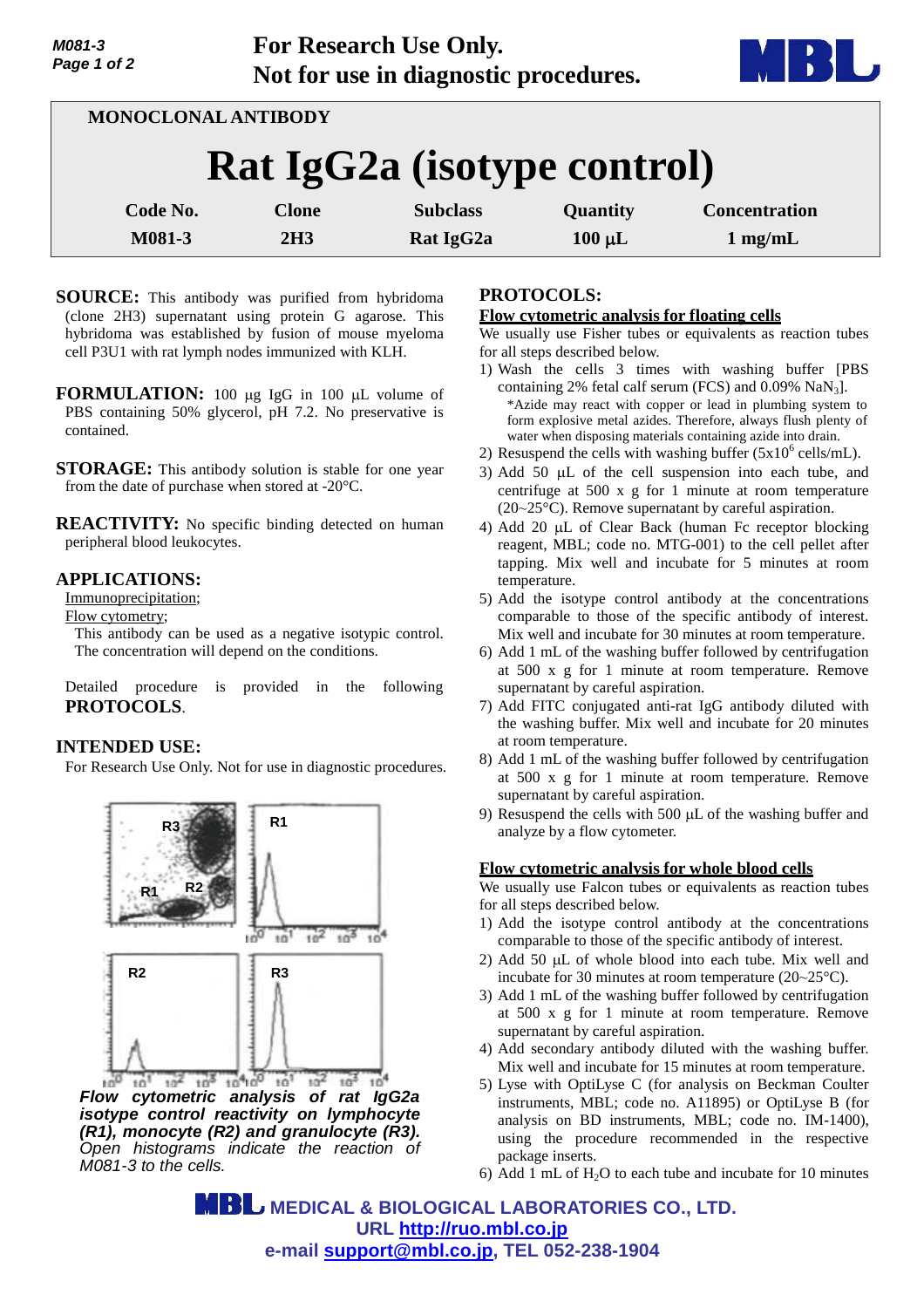For Research Use Only.
Not for use in diagnostic procedures.

MONOCLONAL ANTIBODY

# Rat IgG2a (isotype control)

| Code No. | Clone | Subclass | Quantity | Concentration |
|---|---|---|---|---|
| M081-3 | 2H3 | Rat IgG2a | 100 µL | 1 mg/mL |

**SOURCE:** This antibody was purified from hybridoma (clone 2H3) supernatant using protein G agarose. This hybridoma was established by fusion of mouse myeloma cell P3U1 with rat lymph nodes immunized with KLH.

**FORMULATION:** 100 µg IgG in 100 µL volume of PBS containing 50% glycerol, pH 7.2. No preservative is contained.

**STORAGE:** This antibody solution is stable for one year from the date of purchase when stored at -20°C.

**REACTIVITY:** No specific binding detected on human peripheral blood leukocytes.

**APPLICATIONS:**

Immunoprecipitation;

Flow cytometry;

This antibody can be used as a negative isotypic control. The concentration will depend on the conditions.

Detailed procedure is provided in the following **PROTOCOLS**.

**INTENDED USE:**

For Research Use Only. Not for use in diagnostic procedures.

***Flow cytometric analysis of rat IgG2a isotype control reactivity on lymphocyte (R1), monocyte (R2) and granulocyte (R3).*** *Open histograms indicate the reaction of M081-3 to the cells.*

**PROTOCOLS:**

**Flow cytometric analysis for floating cells**

We usually use Fisher tubes or equivalents as reaction tubes for all steps described below.

1) Wash the cells 3 times with washing buffer [PBS containing 2% fetal calf serum (FCS) and 0.09% $NaN_3$].
   *Azide may react with copper or lead in plumbing system to form explosive metal azides. Therefore, always flush plenty of water when disposing materials containing azide into drain.
2) Resuspend the cells with washing buffer ($5x10^6$ cells/mL).
3) Add 50 µL of the cell suspension into each tube, and centrifuge at 500 x g for 1 minute at room temperature (20~25°C). Remove supernatant by careful aspiration.
4) Add 20 µL of Clear Back (human Fc receptor blocking reagent, MBL; code no. MTG-001) to the cell pellet after tapping. Mix well and incubate for 5 minutes at room temperature.
5) Add the isotype control antibody at the concentrations comparable to those of the specific antibody of interest. Mix well and incubate for 30 minutes at room temperature.
6) Add 1 mL of the washing buffer followed by centrifugation at 500 x g for 1 minute at room temperature. Remove supernatant by careful aspiration.
7) Add FITC conjugated anti-rat IgG antibody diluted with the washing buffer. Mix well and incubate for 20 minutes at room temperature.
8) Add 1 mL of the washing buffer followed by centrifugation at 500 x g for 1 minute at room temperature. Remove supernatant by careful aspiration.
9) Resuspend the cells with 500 µL of the washing buffer and analyze by a flow cytometer.

**Flow cytometric analysis for whole blood cells**

We usually use Falcon tubes or equivalents as reaction tubes for all steps described below.

1) Add the isotype control antibody at the concentrations comparable to those of the specific antibody of interest.
2) Add 50 µL of whole blood into each tube. Mix well and incubate for 30 minutes at room temperature (20~25°C).
3) Add 1 mL of the washing buffer followed by centrifugation at 500 x g for 1 minute at room temperature. Remove supernatant by careful aspiration.
4) Add secondary antibody diluted with the washing buffer. Mix well and incubate for 15 minutes at room temperature.
5) Lyse with OptiLyse C (for analysis on Beckman Coulter instruments, MBL; code no. A11895) or OptiLyse B (for analysis on BD instruments, MBL; code no. IM-1400), using the procedure recommended in the respective package inserts.
6) Add 1 mL of $H_2O$ to each tube and incubate for 10 minutes

MBL MEDICAL & BIOLOGICAL LABORATORIES CO., LTD.
URL http://ruo.mbl.co.jp
e-mail support@mbl.co.jp, TEL 052-238-1904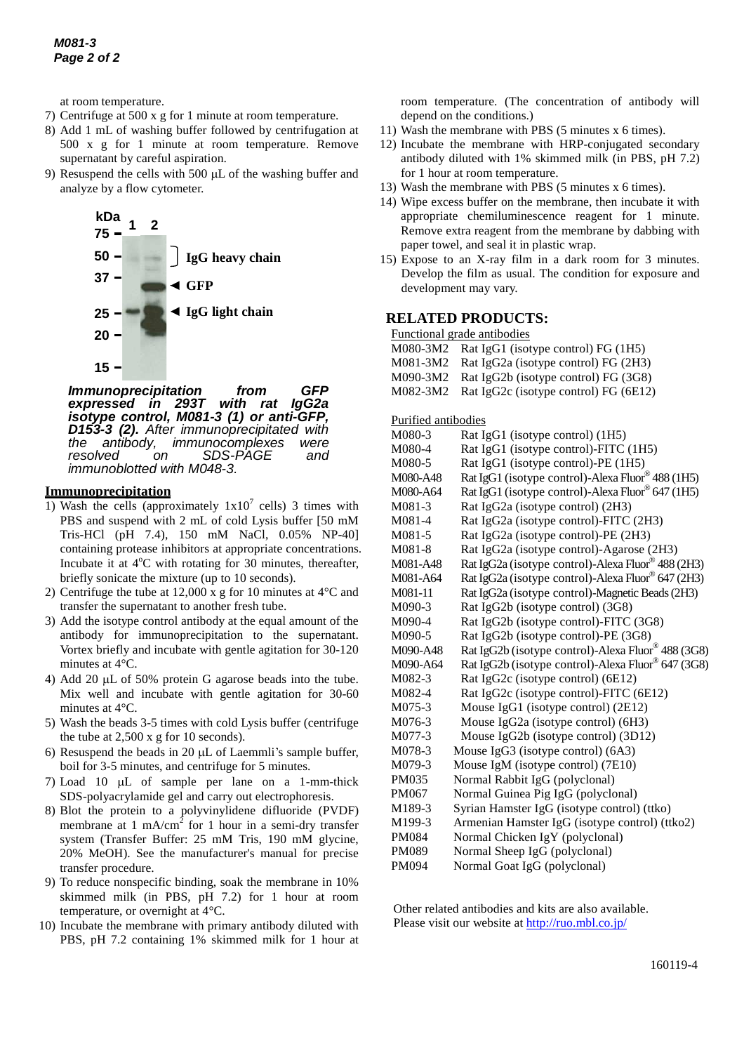at room temperature.

7) Centrifuge at 500 x g for 1 minute at room temperature.
8) Add 1 mL of washing buffer followed by centrifugation at 500 x g for 1 minute at room temperature. Remove supernatant by careful aspiration.
9) Resuspend the cells with 500 μL of the washing buffer and analyze by a flow cytometer.

kDa
1 2
75
50
37
25
20
15
IgG heavy chain
GFP
IgG light chain

***Immunoprecipitation from GFP expressed in 293T with rat IgG2a isotype control, M081-3 (1) or anti-GFP, D153-3 (2).*** *After immunoprecipitated with the antibody, immunocomplexes were resolved on SDS-PAGE and immunoblotted with M048-3.*

## Immunoprecipitation

1) Wash the cells (approximately $1x10^7$ cells) 3 times with PBS and suspend with 2 mL of cold Lysis buffer [50 mM Tris-HCl (pH 7.4), 150 mM NaCl, 0.05% NP-40] containing protease inhibitors at appropriate concentrations. Incubate it at 4°C with rotating for 30 minutes, thereafter, briefly sonicate the mixture (up to 10 seconds).
2) Centrifuge the tube at 12,000 x g for 10 minutes at 4°C and transfer the supernatant to another fresh tube.
3) Add the isotype control antibody at the equal amount of the antibody for immunoprecipitation to the supernatant. Vortex briefly and incubate with gentle agitation for 30-120 minutes at 4°C.
4) Add 20 μL of 50% protein G agarose beads into the tube. Mix well and incubate with gentle agitation for 30-60 minutes at 4°C.
5) Wash the beads 3-5 times with cold Lysis buffer (centrifuge the tube at 2,500 x g for 10 seconds).
6) Resuspend the beads in 20 μL of Laemmli's sample buffer, boil for 3-5 minutes, and centrifuge for 5 minutes.
7) Load 10 μL of sample per lane on a 1-mm-thick SDS-polyacrylamide gel and carry out electrophoresis.
8) Blot the protein to a polyvinylidene difluoride (PVDF) membrane at 1 mA/$cm^2$ for 1 hour in a semi-dry transfer system (Transfer Buffer: 25 mM Tris, 190 mM glycine, 20% MeOH). See the manufacturer's manual for precise transfer procedure.
9) To reduce nonspecific binding, soak the membrane in 10% skimmed milk (in PBS, pH 7.2) for 1 hour at room temperature, or overnight at 4°C.
10) Incubate the membrane with primary antibody diluted with PBS, pH 7.2 containing 1% skimmed milk for 1 hour at room temperature. (The concentration of antibody will depend on the conditions.)
11) Wash the membrane with PBS (5 minutes x 6 times).
12) Incubate the membrane with HRP-conjugated secondary antibody diluted with 1% skimmed milk (in PBS, pH 7.2) for 1 hour at room temperature.
13) Wash the membrane with PBS (5 minutes x 6 times).
14) Wipe excess buffer on the membrane, then incubate it with appropriate chemiluminescence reagent for 1 minute. Remove extra reagent from the membrane by dabbing with paper towel, and seal it in plastic wrap.
15) Expose to an X-ray film in a dark room for 3 minutes. Develop the film as usual. The condition for exposure and development may vary.

## RELATED PRODUCTS:

Functional grade antibodies

| | |
|---|---|
| M080-3M2 | Rat IgG1 (isotype control) FG (1H5) |
| M081-3M2 | Rat IgG2a (isotype control) FG (2H3) |
| M090-3M2 | Rat IgG2b (isotype control) FG (3G8) |
| M082-3M2 | Rat IgG2c (isotype control) FG (6E12) |

Purified antibodies

| | |
|---|---|
| M080-3 | Rat IgG1 (isotype control) (1H5) |
| M080-4 | Rat IgG1 (isotype control)-FITC (1H5) |
| M080-5 | Rat IgG1 (isotype control)-PE (1H5) |
| M080-A48 | Rat IgG1 (isotype control)-Alexa Fluor® 488 (1H5) |
| M080-A64 | Rat IgG1 (isotype control)-Alexa Fluor® 647 (1H5) |
| M081-3 | Rat IgG2a (isotype control) (2H3) |
| M081-4 | Rat IgG2a (isotype control)-FITC (2H3) |
| M081-5 | Rat IgG2a (isotype control)-PE (2H3) |
| M081-8 | Rat IgG2a (isotype control)-Agarose (2H3) |
| M081-A48 | Rat IgG2a (isotype control)-Alexa Fluor® 488 (2H3) |
| M081-A64 | Rat IgG2a (isotype control)-Alexa Fluor® 647 (2H3) |
| M081-11 | Rat IgG2a (isotype control)-Magnetic Beads (2H3) |
| M090-3 | Rat IgG2b (isotype control) (3G8) |
| M090-4 | Rat IgG2b (isotype control)-FITC (3G8) |
| M090-5 | Rat IgG2b (isotype control)-PE (3G8) |
| M090-A48 | Rat IgG2b (isotype control)-Alexa Fluor® 488 (3G8) |
| M090-A64 | Rat IgG2b (isotype control)-Alexa Fluor® 647 (3G8) |
| M082-3 | Rat IgG2c (isotype control) (6E12) |
| M082-4 | Rat IgG2c (isotype control)-FITC (6E12) |
| M075-3 | Mouse IgG1 (isotype control) (2E12) |
| M076-3 | Mouse IgG2a (isotype control) (6H3) |
| M077-3 | Mouse IgG2b (isotype control) (3D12) |
| M078-3 | Mouse IgG3 (isotype control) (6A3) |
| M079-3 | Mouse IgM (isotype control) (7E10) |
| PM035 | Normal Rabbit IgG (polyclonal) |
| PM067 | Normal Guinea Pig IgG (polyclonal) |
| M189-3 | Syrian Hamster IgG (isotype control) (ttko) |
| M199-3 | Armenian Hamster IgG (isotype control) (ttko2) |
| PM084 | Normal Chicken IgY (polyclonal) |
| PM089 | Normal Sheep IgG (polyclonal) |
| PM094 | Normal Goat IgG (polyclonal) |

Other related antibodies and kits are also available.
Please visit our website at http://ruo.mbl.co.jp/

160119-4